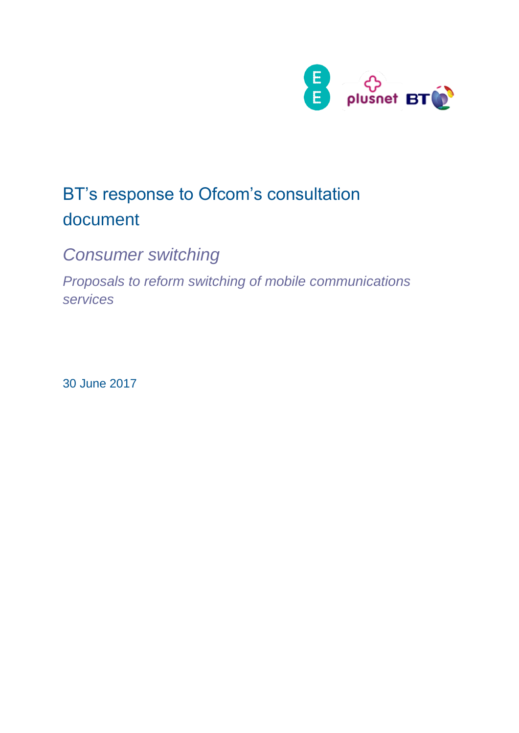# BT's response to Ofcom's consultation document

## *Consumer switching*

*Proposals to reform switching of mobile communications services*

30 June 2017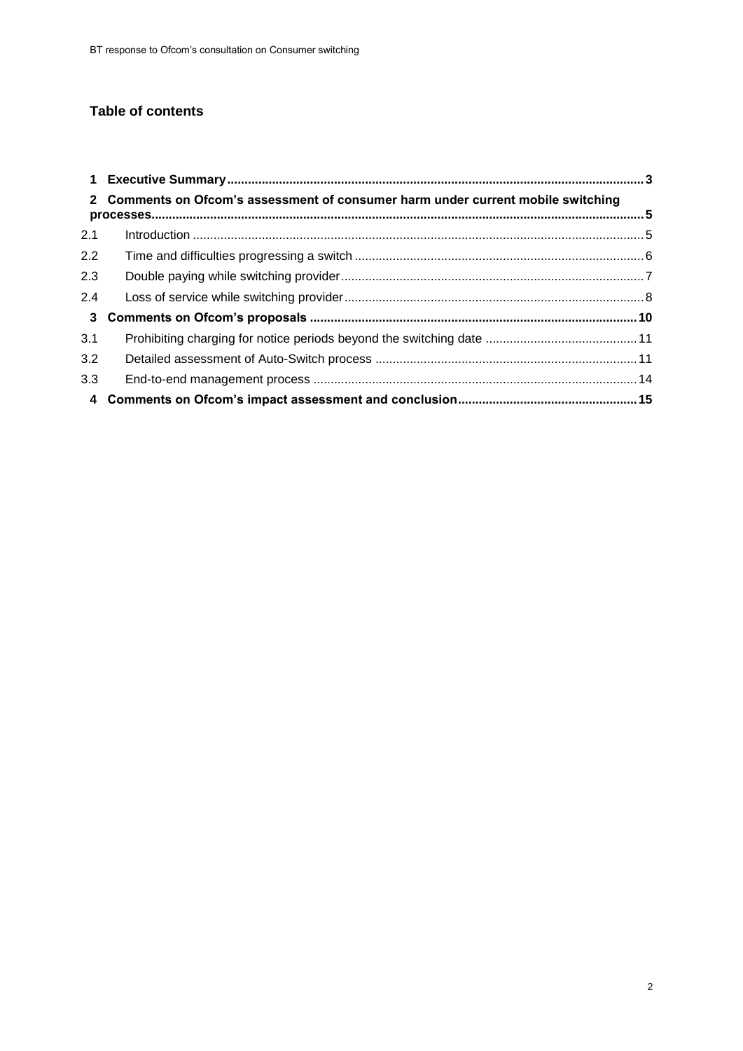**Table of contents**

| | | |
|---|---|---|
| **1** | **Executive Summary** | **3** |
| **2** | **Comments on Ofcom's assessment of consumer harm under current mobile switching processes** | **5** |
| 2.1 | Introduction | 5 |
| 2.2 | Time and difficulties progressing a switch | 6 |
| 2.3 | Double paying while switching provider | 7 |
| 2.4 | Loss of service while switching provider | 8 |
| **3** | **Comments on Ofcom's proposals** | **10** |
| 3.1 | Prohibiting charging for notice periods beyond the switching date | 11 |
| 3.2 | Detailed assessment of Auto-Switch process | 11 |
| 3.3 | End-to-end management process | 14 |
| **4** | **Comments on Ofcom's impact assessment and conclusion** | **15** |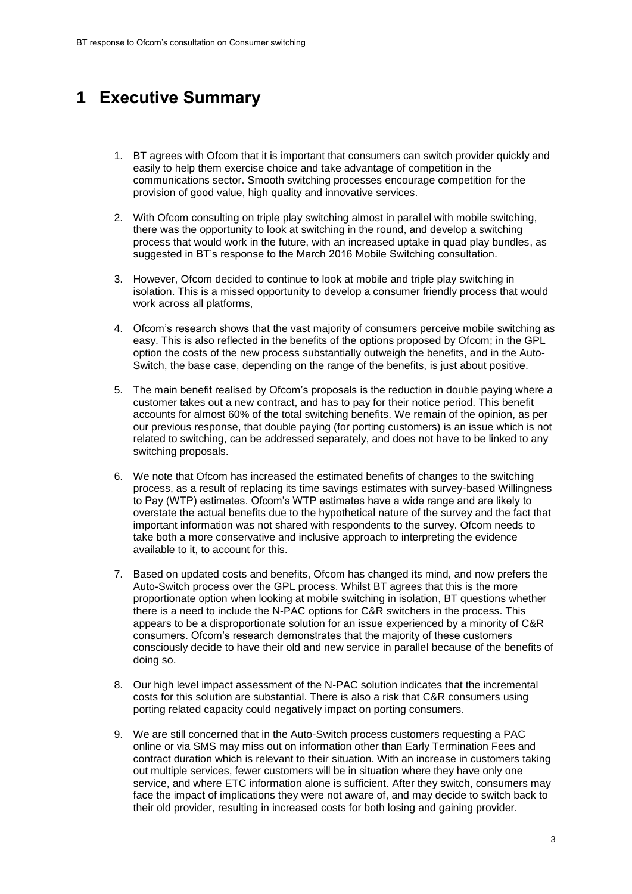# 1 Executive Summary

1. BT agrees with Ofcom that it is important that consumers can switch provider quickly and easily to help them exercise choice and take advantage of competition in the communications sector. Smooth switching processes encourage competition for the provision of good value, high quality and innovative services.

2. With Ofcom consulting on triple play switching almost in parallel with mobile switching, there was the opportunity to look at switching in the round, and develop a switching process that would work in the future, with an increased uptake in quad play bundles, as suggested in BT's response to the March 2016 Mobile Switching consultation.

3. However, Ofcom decided to continue to look at mobile and triple play switching in isolation. This is a missed opportunity to develop a consumer friendly process that would work across all platforms,

4. Ofcom's research shows that the vast majority of consumers perceive mobile switching as easy. This is also reflected in the benefits of the options proposed by Ofcom; in the GPL option the costs of the new process substantially outweigh the benefits, and in the Auto-Switch, the base case, depending on the range of the benefits, is just about positive.

5. The main benefit realised by Ofcom's proposals is the reduction in double paying where a customer takes out a new contract, and has to pay for their notice period. This benefit accounts for almost 60% of the total switching benefits. We remain of the opinion, as per our previous response, that double paying (for porting customers) is an issue which is not related to switching, can be addressed separately, and does not have to be linked to any switching proposals.

6. We note that Ofcom has increased the estimated benefits of changes to the switching process, as a result of replacing its time savings estimates with survey-based Willingness to Pay (WTP) estimates. Ofcom's WTP estimates have a wide range and are likely to overstate the actual benefits due to the hypothetical nature of the survey and the fact that important information was not shared with respondents to the survey. Ofcom needs to take both a more conservative and inclusive approach to interpreting the evidence available to it, to account for this.

7. Based on updated costs and benefits, Ofcom has changed its mind, and now prefers the Auto-Switch process over the GPL process. Whilst BT agrees that this is the more proportionate option when looking at mobile switching in isolation, BT questions whether there is a need to include the N-PAC options for C&R switchers in the process. This appears to be a disproportionate solution for an issue experienced by a minority of C&R consumers. Ofcom's research demonstrates that the majority of these customers consciously decide to have their old and new service in parallel because of the benefits of doing so.

8. Our high level impact assessment of the N-PAC solution indicates that the incremental costs for this solution are substantial. There is also a risk that C&R consumers using porting related capacity could negatively impact on porting consumers.

9. We are still concerned that in the Auto-Switch process customers requesting a PAC online or via SMS may miss out on information other than Early Termination Fees and contract duration which is relevant to their situation. With an increase in customers taking out multiple services, fewer customers will be in situation where they have only one service, and where ETC information alone is sufficient. After they switch, consumers may face the impact of implications they were not aware of, and may decide to switch back to their old provider, resulting in increased costs for both losing and gaining provider.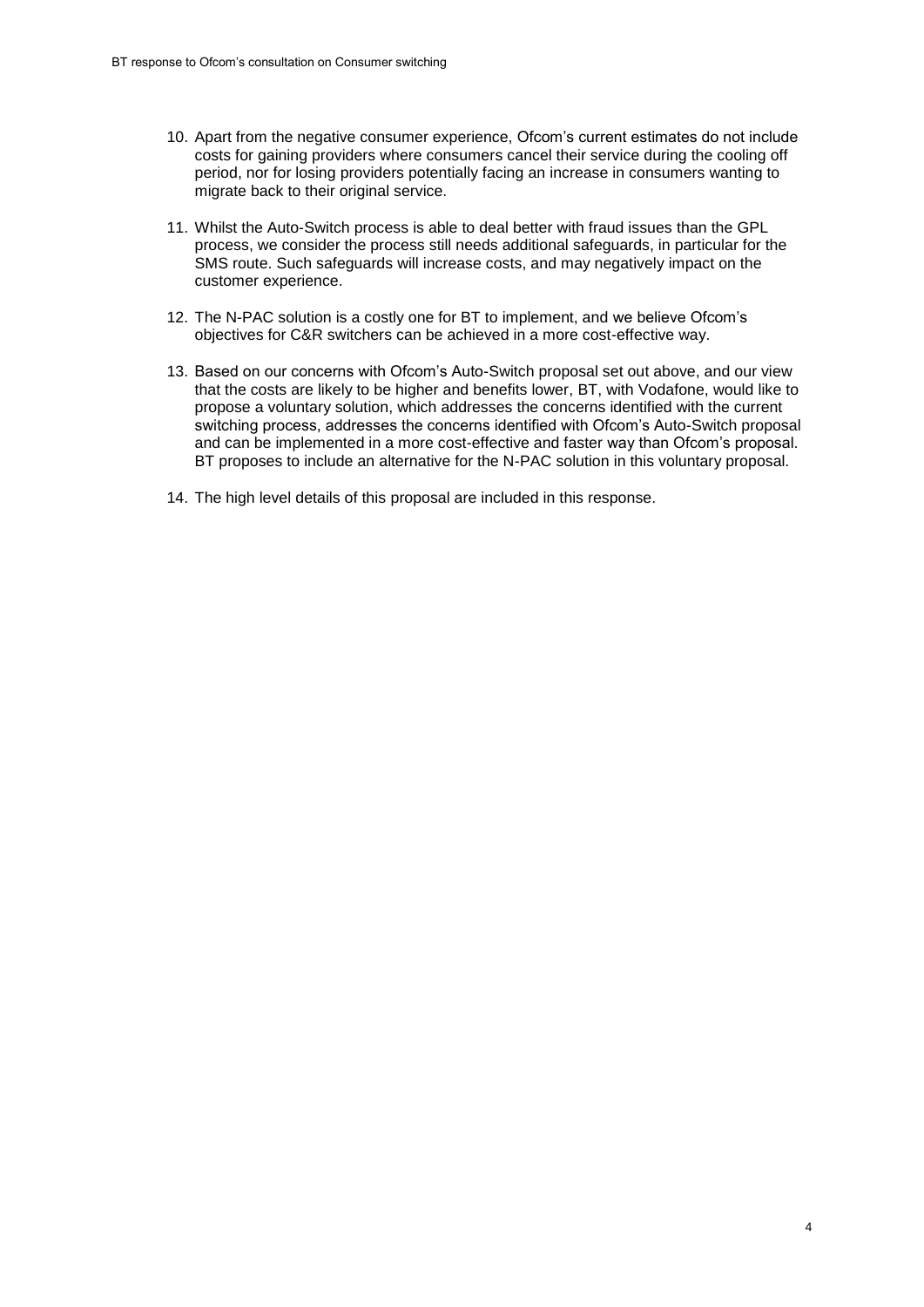10. Apart from the negative consumer experience, Ofcom's current estimates do not include costs for gaining providers where consumers cancel their service during the cooling off period, nor for losing providers potentially facing an increase in consumers wanting to migrate back to their original service.

11. Whilst the Auto-Switch process is able to deal better with fraud issues than the GPL process, we consider the process still needs additional safeguards, in particular for the SMS route. Such safeguards will increase costs, and may negatively impact on the customer experience.

12. The N-PAC solution is a costly one for BT to implement, and we believe Ofcom's objectives for C&R switchers can be achieved in a more cost-effective way.

13. Based on our concerns with Ofcom's Auto-Switch proposal set out above, and our view that the costs are likely to be higher and benefits lower, BT, with Vodafone, would like to propose a voluntary solution, which addresses the concerns identified with the current switching process, addresses the concerns identified with Ofcom's Auto-Switch proposal and can be implemented in a more cost-effective and faster way than Ofcom's proposal. BT proposes to include an alternative for the N-PAC solution in this voluntary proposal.

14. The high level details of this proposal are included in this response.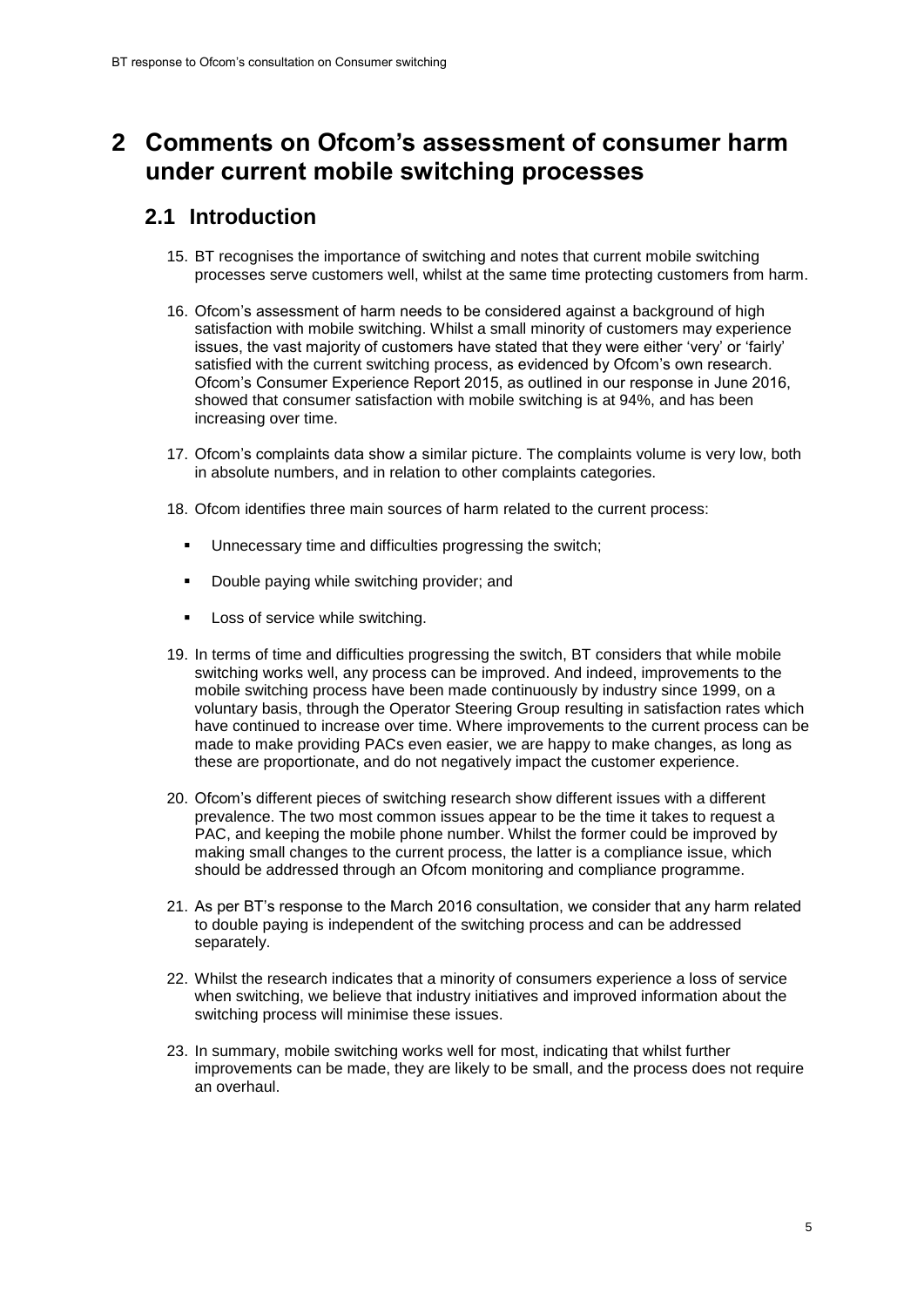# 2 Comments on Ofcom's assessment of consumer harm under current mobile switching processes

## 2.1 Introduction

15. BT recognises the importance of switching and notes that current mobile switching processes serve customers well, whilst at the same time protecting customers from harm.

16. Ofcom's assessment of harm needs to be considered against a background of high satisfaction with mobile switching. Whilst a small minority of customers may experience issues, the vast majority of customers have stated that they were either 'very' or 'fairly' satisfied with the current switching process, as evidenced by Ofcom's own research. Ofcom's Consumer Experience Report 2015, as outlined in our response in June 2016, showed that consumer satisfaction with mobile switching is at 94%, and has been increasing over time.

17. Ofcom's complaints data show a similar picture. The complaints volume is very low, both in absolute numbers, and in relation to other complaints categories.

18. Ofcom identifies three main sources of harm related to the current process:

    - Unnecessary time and difficulties progressing the switch;
    - Double paying while switching provider; and
    - Loss of service while switching.

19. In terms of time and difficulties progressing the switch, BT considers that while mobile switching works well, any process can be improved. And indeed, improvements to the mobile switching process have been made continuously by industry since 1999, on a voluntary basis, through the Operator Steering Group resulting in satisfaction rates which have continued to increase over time. Where improvements to the current process can be made to make providing PACs even easier, we are happy to make changes, as long as these are proportionate, and do not negatively impact the customer experience.

20. Ofcom's different pieces of switching research show different issues with a different prevalence. The two most common issues appear to be the time it takes to request a PAC, and keeping the mobile phone number. Whilst the former could be improved by making small changes to the current process, the latter is a compliance issue, which should be addressed through an Ofcom monitoring and compliance programme.

21. As per BT's response to the March 2016 consultation, we consider that any harm related to double paying is independent of the switching process and can be addressed separately.

22. Whilst the research indicates that a minority of consumers experience a loss of service when switching, we believe that industry initiatives and improved information about the switching process will minimise these issues.

23. In summary, mobile switching works well for most, indicating that whilst further improvements can be made, they are likely to be small, and the process does not require an overhaul.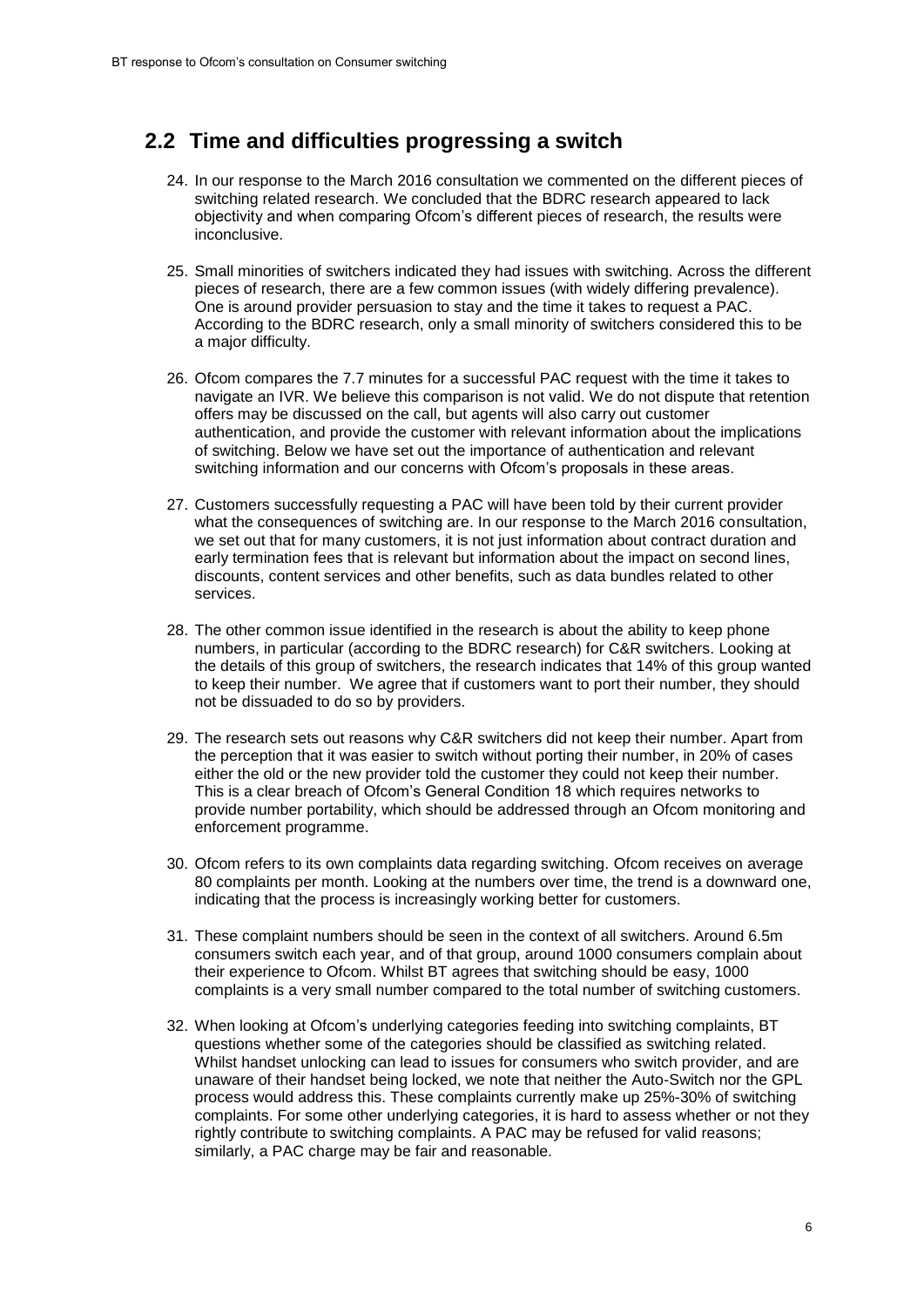## 2.2 Time and difficulties progressing a switch

24. In our response to the March 2016 consultation we commented on the different pieces of switching related research. We concluded that the BDRC research appeared to lack objectivity and when comparing Ofcom's different pieces of research, the results were inconclusive.

25. Small minorities of switchers indicated they had issues with switching. Across the different pieces of research, there are a few common issues (with widely differing prevalence). One is around provider persuasion to stay and the time it takes to request a PAC. According to the BDRC research, only a small minority of switchers considered this to be a major difficulty.

26. Ofcom compares the 7.7 minutes for a successful PAC request with the time it takes to navigate an IVR. We believe this comparison is not valid. We do not dispute that retention offers may be discussed on the call, but agents will also carry out customer authentication, and provide the customer with relevant information about the implications of switching. Below we have set out the importance of authentication and relevant switching information and our concerns with Ofcom's proposals in these areas.

27. Customers successfully requesting a PAC will have been told by their current provider what the consequences of switching are. In our response to the March 2016 consultation, we set out that for many customers, it is not just information about contract duration and early termination fees that is relevant but information about the impact on second lines, discounts, content services and other benefits, such as data bundles related to other services.

28. The other common issue identified in the research is about the ability to keep phone numbers, in particular (according to the BDRC research) for C&R switchers. Looking at the details of this group of switchers, the research indicates that 14% of this group wanted to keep their number. We agree that if customers want to port their number, they should not be dissuaded to do so by providers.

29. The research sets out reasons why C&R switchers did not keep their number. Apart from the perception that it was easier to switch without porting their number, in 20% of cases either the old or the new provider told the customer they could not keep their number. This is a clear breach of Ofcom's General Condition 18 which requires networks to provide number portability, which should be addressed through an Ofcom monitoring and enforcement programme.

30. Ofcom refers to its own complaints data regarding switching. Ofcom receives on average 80 complaints per month. Looking at the numbers over time, the trend is a downward one, indicating that the process is increasingly working better for customers.

31. These complaint numbers should be seen in the context of all switchers. Around 6.5m consumers switch each year, and of that group, around 1000 consumers complain about their experience to Ofcom. Whilst BT agrees that switching should be easy, 1000 complaints is a very small number compared to the total number of switching customers.

32. When looking at Ofcom's underlying categories feeding into switching complaints, BT questions whether some of the categories should be classified as switching related. Whilst handset unlocking can lead to issues for consumers who switch provider, and are unaware of their handset being locked, we note that neither the Auto-Switch nor the GPL process would address this. These complaints currently make up 25%-30% of switching complaints. For some other underlying categories, it is hard to assess whether or not they rightly contribute to switching complaints. A PAC may be refused for valid reasons; similarly, a PAC charge may be fair and reasonable.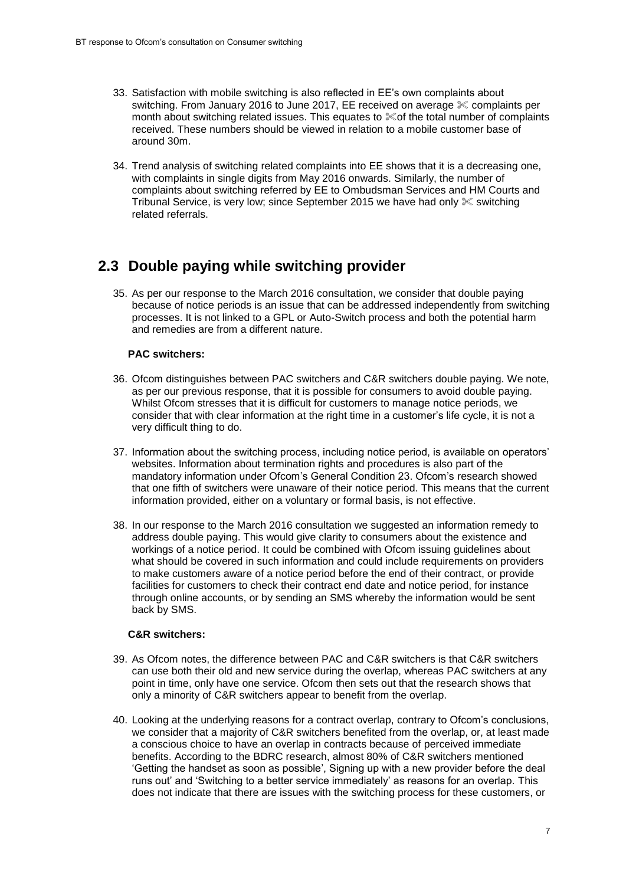33. Satisfaction with mobile switching is also reflected in EE's own complaints about switching. From January 2016 to June 2017, EE received on average ✂ complaints per month about switching related issues. This equates to ✂of the total number of complaints received. These numbers should be viewed in relation to a mobile customer base of around 30m.

34. Trend analysis of switching related complaints into EE shows that it is a decreasing one, with complaints in single digits from May 2016 onwards. Similarly, the number of complaints about switching referred by EE to Ombudsman Services and HM Courts and Tribunal Service, is very low; since September 2015 we have had only ✂ switching related referrals.

## 2.3 Double paying while switching provider

35. As per our response to the March 2016 consultation, we consider that double paying because of notice periods is an issue that can be addressed independently from switching processes. It is not linked to a GPL or Auto-Switch process and both the potential harm and remedies are from a different nature.

**PAC switchers:**

36. Ofcom distinguishes between PAC switchers and C&R switchers double paying. We note, as per our previous response, that it is possible for consumers to avoid double paying. Whilst Ofcom stresses that it is difficult for customers to manage notice periods, we consider that with clear information at the right time in a customer's life cycle, it is not a very difficult thing to do.

37. Information about the switching process, including notice period, is available on operators' websites. Information about termination rights and procedures is also part of the mandatory information under Ofcom's General Condition 23. Ofcom's research showed that one fifth of switchers were unaware of their notice period. This means that the current information provided, either on a voluntary or formal basis, is not effective.

38. In our response to the March 2016 consultation we suggested an information remedy to address double paying. This would give clarity to consumers about the existence and workings of a notice period. It could be combined with Ofcom issuing guidelines about what should be covered in such information and could include requirements on providers to make customers aware of a notice period before the end of their contract, or provide facilities for customers to check their contract end date and notice period, for instance through online accounts, or by sending an SMS whereby the information would be sent back by SMS.

**C&R switchers:**

39. As Ofcom notes, the difference between PAC and C&R switchers is that C&R switchers can use both their old and new service during the overlap, whereas PAC switchers at any point in time, only have one service. Ofcom then sets out that the research shows that only a minority of C&R switchers appear to benefit from the overlap.

40. Looking at the underlying reasons for a contract overlap, contrary to Ofcom's conclusions, we consider that a majority of C&R switchers benefited from the overlap, or, at least made a conscious choice to have an overlap in contracts because of perceived immediate benefits. According to the BDRC research, almost 80% of C&R switchers mentioned 'Getting the handset as soon as possible', Signing up with a new provider before the deal runs out' and 'Switching to a better service immediately' as reasons for an overlap. This does not indicate that there are issues with the switching process for these customers, or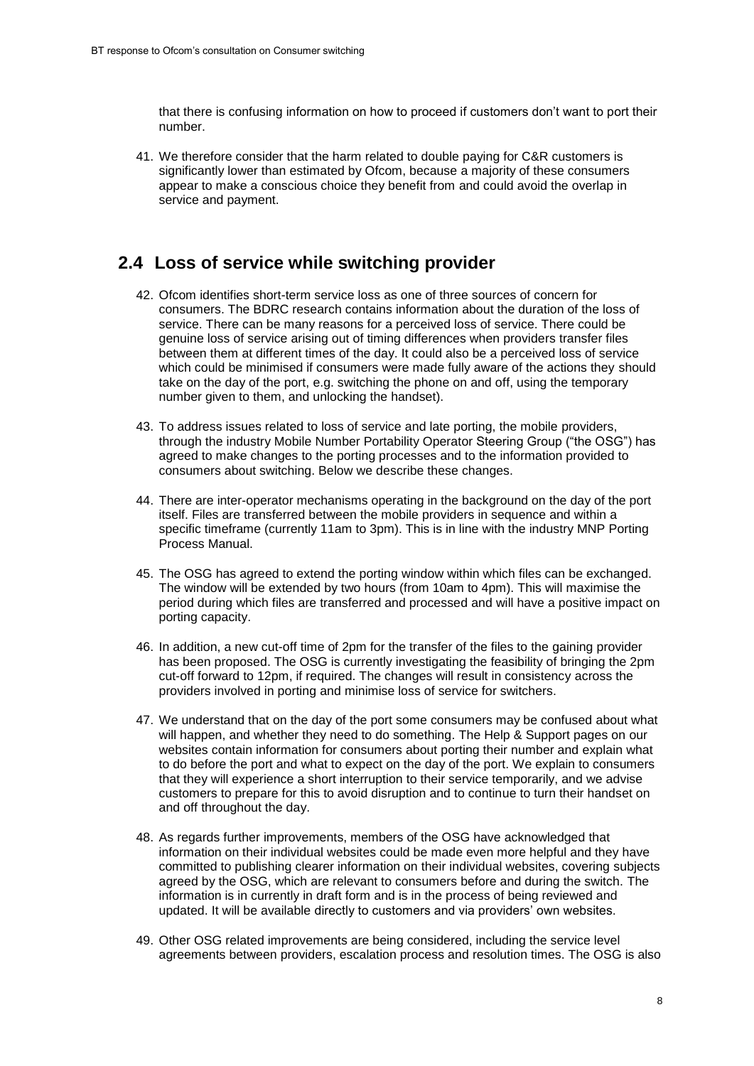that there is confusing information on how to proceed if customers don't want to port their number.

41. We therefore consider that the harm related to double paying for C&R customers is significantly lower than estimated by Ofcom, because a majority of these consumers appear to make a conscious choice they benefit from and could avoid the overlap in service and payment.

## 2.4 Loss of service while switching provider

42. Ofcom identifies short-term service loss as one of three sources of concern for consumers. The BDRC research contains information about the duration of the loss of service. There can be many reasons for a perceived loss of service. There could be genuine loss of service arising out of timing differences when providers transfer files between them at different times of the day. It could also be a perceived loss of service which could be minimised if consumers were made fully aware of the actions they should take on the day of the port, e.g. switching the phone on and off, using the temporary number given to them, and unlocking the handset).

43. To address issues related to loss of service and late porting, the mobile providers, through the industry Mobile Number Portability Operator Steering Group ("the OSG") has agreed to make changes to the porting processes and to the information provided to consumers about switching. Below we describe these changes.

44. There are inter-operator mechanisms operating in the background on the day of the port itself. Files are transferred between the mobile providers in sequence and within a specific timeframe (currently 11am to 3pm). This is in line with the industry MNP Porting Process Manual.

45. The OSG has agreed to extend the porting window within which files can be exchanged. The window will be extended by two hours (from 10am to 4pm). This will maximise the period during which files are transferred and processed and will have a positive impact on porting capacity.

46. In addition, a new cut-off time of 2pm for the transfer of the files to the gaining provider has been proposed. The OSG is currently investigating the feasibility of bringing the 2pm cut-off forward to 12pm, if required. The changes will result in consistency across the providers involved in porting and minimise loss of service for switchers.

47. We understand that on the day of the port some consumers may be confused about what will happen, and whether they need to do something. The Help & Support pages on our websites contain information for consumers about porting their number and explain what to do before the port and what to expect on the day of the port. We explain to consumers that they will experience a short interruption to their service temporarily, and we advise customers to prepare for this to avoid disruption and to continue to turn their handset on and off throughout the day.

48. As regards further improvements, members of the OSG have acknowledged that information on their individual websites could be made even more helpful and they have committed to publishing clearer information on their individual websites, covering subjects agreed by the OSG, which are relevant to consumers before and during the switch. The information is in currently in draft form and is in the process of being reviewed and updated. It will be available directly to customers and via providers' own websites.

49. Other OSG related improvements are being considered, including the service level agreements between providers, escalation process and resolution times. The OSG is also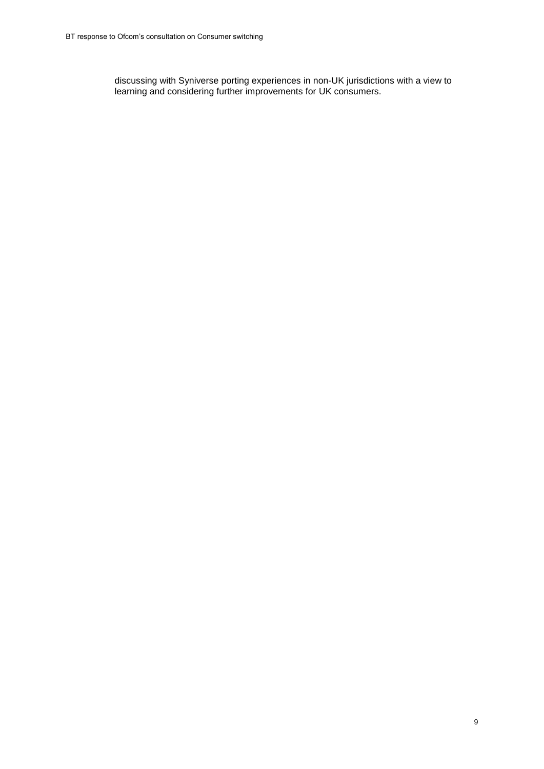discussing with Syniverse porting experiences in non-UK jurisdictions with a view to learning and considering further improvements for UK consumers.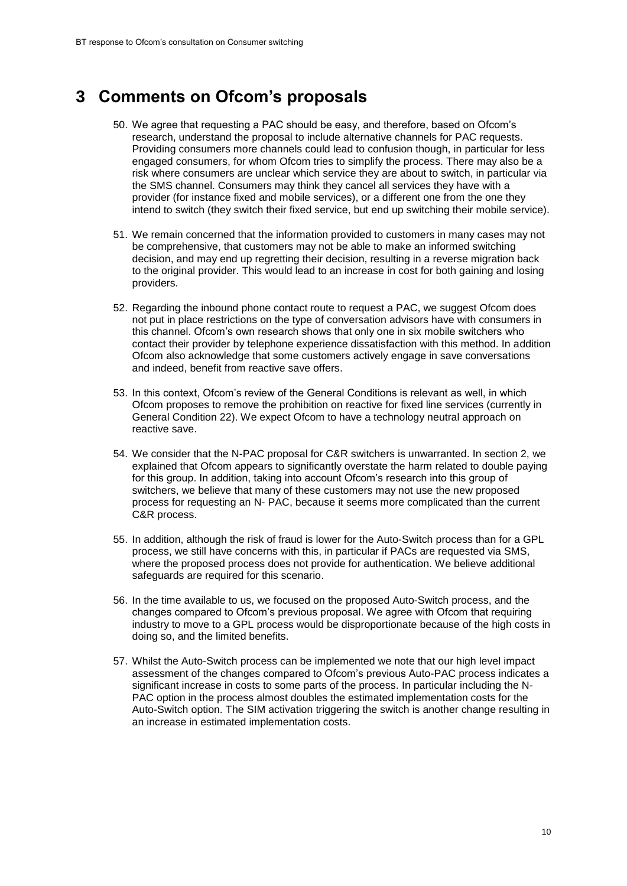# 3 Comments on Ofcom's proposals

50. We agree that requesting a PAC should be easy, and therefore, based on Ofcom's research, understand the proposal to include alternative channels for PAC requests. Providing consumers more channels could lead to confusion though, in particular for less engaged consumers, for whom Ofcom tries to simplify the process. There may also be a risk where consumers are unclear which service they are about to switch, in particular via the SMS channel. Consumers may think they cancel all services they have with a provider (for instance fixed and mobile services), or a different one from the one they intend to switch (they switch their fixed service, but end up switching their mobile service).

51. We remain concerned that the information provided to customers in many cases may not be comprehensive, that customers may not be able to make an informed switching decision, and may end up regretting their decision, resulting in a reverse migration back to the original provider. This would lead to an increase in cost for both gaining and losing providers.

52. Regarding the inbound phone contact route to request a PAC, we suggest Ofcom does not put in place restrictions on the type of conversation advisors have with consumers in this channel. Ofcom's own research shows that only one in six mobile switchers who contact their provider by telephone experience dissatisfaction with this method. In addition Ofcom also acknowledge that some customers actively engage in save conversations and indeed, benefit from reactive save offers.

53. In this context, Ofcom's review of the General Conditions is relevant as well, in which Ofcom proposes to remove the prohibition on reactive for fixed line services (currently in General Condition 22). We expect Ofcom to have a technology neutral approach on reactive save.

54. We consider that the N-PAC proposal for C&R switchers is unwarranted. In section 2, we explained that Ofcom appears to significantly overstate the harm related to double paying for this group. In addition, taking into account Ofcom's research into this group of switchers, we believe that many of these customers may not use the new proposed process for requesting an N- PAC, because it seems more complicated than the current C&R process.

55. In addition, although the risk of fraud is lower for the Auto-Switch process than for a GPL process, we still have concerns with this, in particular if PACs are requested via SMS, where the proposed process does not provide for authentication. We believe additional safeguards are required for this scenario.

56. In the time available to us, we focused on the proposed Auto-Switch process, and the changes compared to Ofcom's previous proposal. We agree with Ofcom that requiring industry to move to a GPL process would be disproportionate because of the high costs in doing so, and the limited benefits.

57. Whilst the Auto-Switch process can be implemented we note that our high level impact assessment of the changes compared to Ofcom's previous Auto-PAC process indicates a significant increase in costs to some parts of the process. In particular including the N-PAC option in the process almost doubles the estimated implementation costs for the Auto-Switch option. The SIM activation triggering the switch is another change resulting in an increase in estimated implementation costs.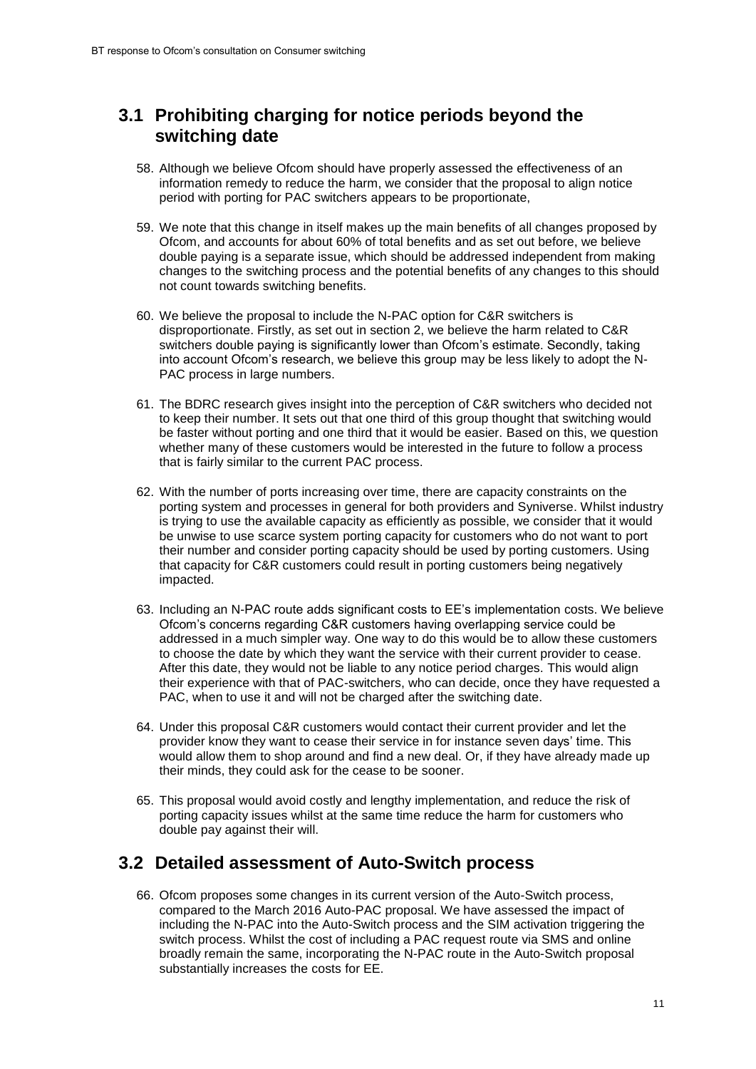## 3.1 Prohibiting charging for notice periods beyond the switching date

58. Although we believe Ofcom should have properly assessed the effectiveness of an information remedy to reduce the harm, we consider that the proposal to align notice period with porting for PAC switchers appears to be proportionate,

59. We note that this change in itself makes up the main benefits of all changes proposed by Ofcom, and accounts for about 60% of total benefits and as set out before, we believe double paying is a separate issue, which should be addressed independent from making changes to the switching process and the potential benefits of any changes to this should not count towards switching benefits.

60. We believe the proposal to include the N-PAC option for C&R switchers is disproportionate. Firstly, as set out in section 2, we believe the harm related to C&R switchers double paying is significantly lower than Ofcom's estimate. Secondly, taking into account Ofcom's research, we believe this group may be less likely to adopt the N-PAC process in large numbers.

61. The BDRC research gives insight into the perception of C&R switchers who decided not to keep their number. It sets out that one third of this group thought that switching would be faster without porting and one third that it would be easier. Based on this, we question whether many of these customers would be interested in the future to follow a process that is fairly similar to the current PAC process.

62. With the number of ports increasing over time, there are capacity constraints on the porting system and processes in general for both providers and Syniverse. Whilst industry is trying to use the available capacity as efficiently as possible, we consider that it would be unwise to use scarce system porting capacity for customers who do not want to port their number and consider porting capacity should be used by porting customers. Using that capacity for C&R customers could result in porting customers being negatively impacted.

63. Including an N-PAC route adds significant costs to EE's implementation costs. We believe Ofcom's concerns regarding C&R customers having overlapping service could be addressed in a much simpler way. One way to do this would be to allow these customers to choose the date by which they want the service with their current provider to cease. After this date, they would not be liable to any notice period charges. This would align their experience with that of PAC-switchers, who can decide, once they have requested a PAC, when to use it and will not be charged after the switching date.

64. Under this proposal C&R customers would contact their current provider and let the provider know they want to cease their service in for instance seven days' time. This would allow them to shop around and find a new deal. Or, if they have already made up their minds, they could ask for the cease to be sooner.

65. This proposal would avoid costly and lengthy implementation, and reduce the risk of porting capacity issues whilst at the same time reduce the harm for customers who double pay against their will.

## 3.2 Detailed assessment of Auto-Switch process

66. Ofcom proposes some changes in its current version of the Auto-Switch process, compared to the March 2016 Auto-PAC proposal. We have assessed the impact of including the N-PAC into the Auto-Switch process and the SIM activation triggering the switch process. Whilst the cost of including a PAC request route via SMS and online broadly remain the same, incorporating the N-PAC route in the Auto-Switch proposal substantially increases the costs for EE.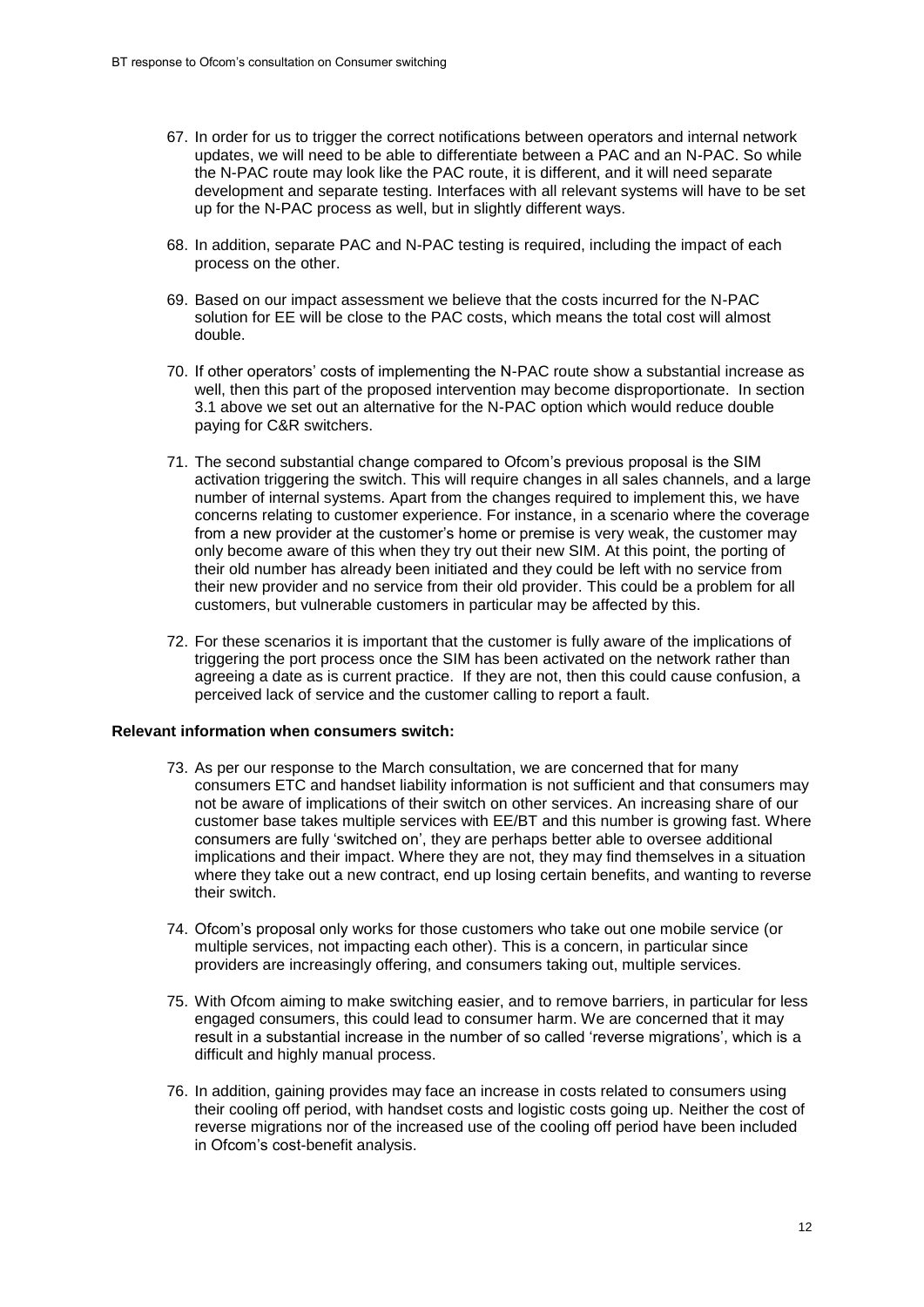67. In order for us to trigger the correct notifications between operators and internal network updates, we will need to be able to differentiate between a PAC and an N-PAC. So while the N-PAC route may look like the PAC route, it is different, and it will need separate development and separate testing. Interfaces with all relevant systems will have to be set up for the N-PAC process as well, but in slightly different ways.

68. In addition, separate PAC and N-PAC testing is required, including the impact of each process on the other.

69. Based on our impact assessment we believe that the costs incurred for the N-PAC solution for EE will be close to the PAC costs, which means the total cost will almost double.

70. If other operators' costs of implementing the N-PAC route show a substantial increase as well, then this part of the proposed intervention may become disproportionate. In section 3.1 above we set out an alternative for the N-PAC option which would reduce double paying for C&R switchers.

71. The second substantial change compared to Ofcom's previous proposal is the SIM activation triggering the switch. This will require changes in all sales channels, and a large number of internal systems. Apart from the changes required to implement this, we have concerns relating to customer experience. For instance, in a scenario where the coverage from a new provider at the customer's home or premise is very weak, the customer may only become aware of this when they try out their new SIM. At this point, the porting of their old number has already been initiated and they could be left with no service from their new provider and no service from their old provider. This could be a problem for all customers, but vulnerable customers in particular may be affected by this.

72. For these scenarios it is important that the customer is fully aware of the implications of triggering the port process once the SIM has been activated on the network rather than agreeing a date as is current practice. If they are not, then this could cause confusion, a perceived lack of service and the customer calling to report a fault.

**Relevant information when consumers switch:**

73. As per our response to the March consultation, we are concerned that for many consumers ETC and handset liability information is not sufficient and that consumers may not be aware of implications of their switch on other services. An increasing share of our customer base takes multiple services with EE/BT and this number is growing fast. Where consumers are fully 'switched on', they are perhaps better able to oversee additional implications and their impact. Where they are not, they may find themselves in a situation where they take out a new contract, end up losing certain benefits, and wanting to reverse their switch.

74. Ofcom's proposal only works for those customers who take out one mobile service (or multiple services, not impacting each other). This is a concern, in particular since providers are increasingly offering, and consumers taking out, multiple services.

75. With Ofcom aiming to make switching easier, and to remove barriers, in particular for less engaged consumers, this could lead to consumer harm. We are concerned that it may result in a substantial increase in the number of so called 'reverse migrations', which is a difficult and highly manual process.

76. In addition, gaining provides may face an increase in costs related to consumers using their cooling off period, with handset costs and logistic costs going up. Neither the cost of reverse migrations nor of the increased use of the cooling off period have been included in Ofcom's cost-benefit analysis.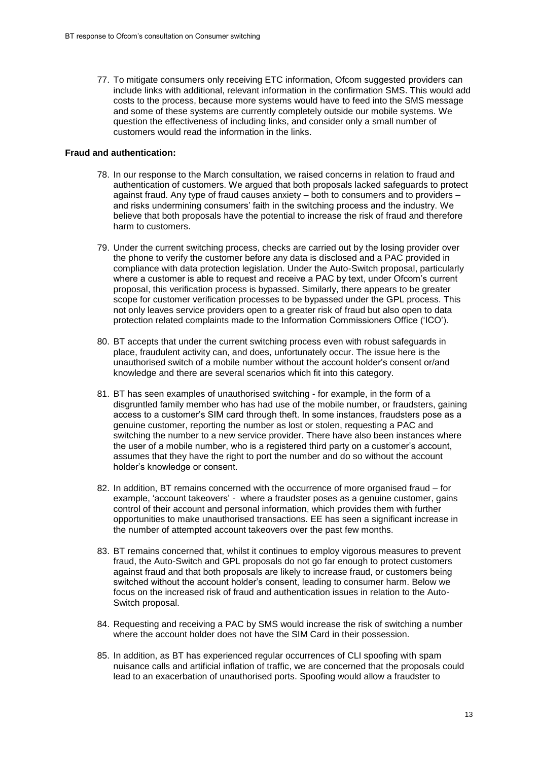77. To mitigate consumers only receiving ETC information, Ofcom suggested providers can include links with additional, relevant information in the confirmation SMS. This would add costs to the process, because more systems would have to feed into the SMS message and some of these systems are currently completely outside our mobile systems. We question the effectiveness of including links, and consider only a small number of customers would read the information in the links.

**Fraud and authentication:**

78. In our response to the March consultation, we raised concerns in relation to fraud and authentication of customers. We argued that both proposals lacked safeguards to protect against fraud. Any type of fraud causes anxiety – both to consumers and to providers – and risks undermining consumers' faith in the switching process and the industry. We believe that both proposals have the potential to increase the risk of fraud and therefore harm to customers.

79. Under the current switching process, checks are carried out by the losing provider over the phone to verify the customer before any data is disclosed and a PAC provided in compliance with data protection legislation. Under the Auto-Switch proposal, particularly where a customer is able to request and receive a PAC by text, under Ofcom's current proposal, this verification process is bypassed. Similarly, there appears to be greater scope for customer verification processes to be bypassed under the GPL process. This not only leaves service providers open to a greater risk of fraud but also open to data protection related complaints made to the Information Commissioners Office ('ICO').

80. BT accepts that under the current switching process even with robust safeguards in place, fraudulent activity can, and does, unfortunately occur. The issue here is the unauthorised switch of a mobile number without the account holder's consent or/and knowledge and there are several scenarios which fit into this category.

81. BT has seen examples of unauthorised switching - for example, in the form of a disgruntled family member who has had use of the mobile number, or fraudsters, gaining access to a customer's SIM card through theft. In some instances, fraudsters pose as a genuine customer, reporting the number as lost or stolen, requesting a PAC and switching the number to a new service provider. There have also been instances where the user of a mobile number, who is a registered third party on a customer's account, assumes that they have the right to port the number and do so without the account holder's knowledge or consent.

82. In addition, BT remains concerned with the occurrence of more organised fraud – for example, 'account takeovers' - where a fraudster poses as a genuine customer, gains control of their account and personal information, which provides them with further opportunities to make unauthorised transactions. EE has seen a significant increase in the number of attempted account takeovers over the past few months.

83. BT remains concerned that, whilst it continues to employ vigorous measures to prevent fraud, the Auto-Switch and GPL proposals do not go far enough to protect customers against fraud and that both proposals are likely to increase fraud, or customers being switched without the account holder's consent, leading to consumer harm. Below we focus on the increased risk of fraud and authentication issues in relation to the Auto-Switch proposal.

84. Requesting and receiving a PAC by SMS would increase the risk of switching a number where the account holder does not have the SIM Card in their possession.

85. In addition, as BT has experienced regular occurrences of CLI spoofing with spam nuisance calls and artificial inflation of traffic, we are concerned that the proposals could lead to an exacerbation of unauthorised ports. Spoofing would allow a fraudster to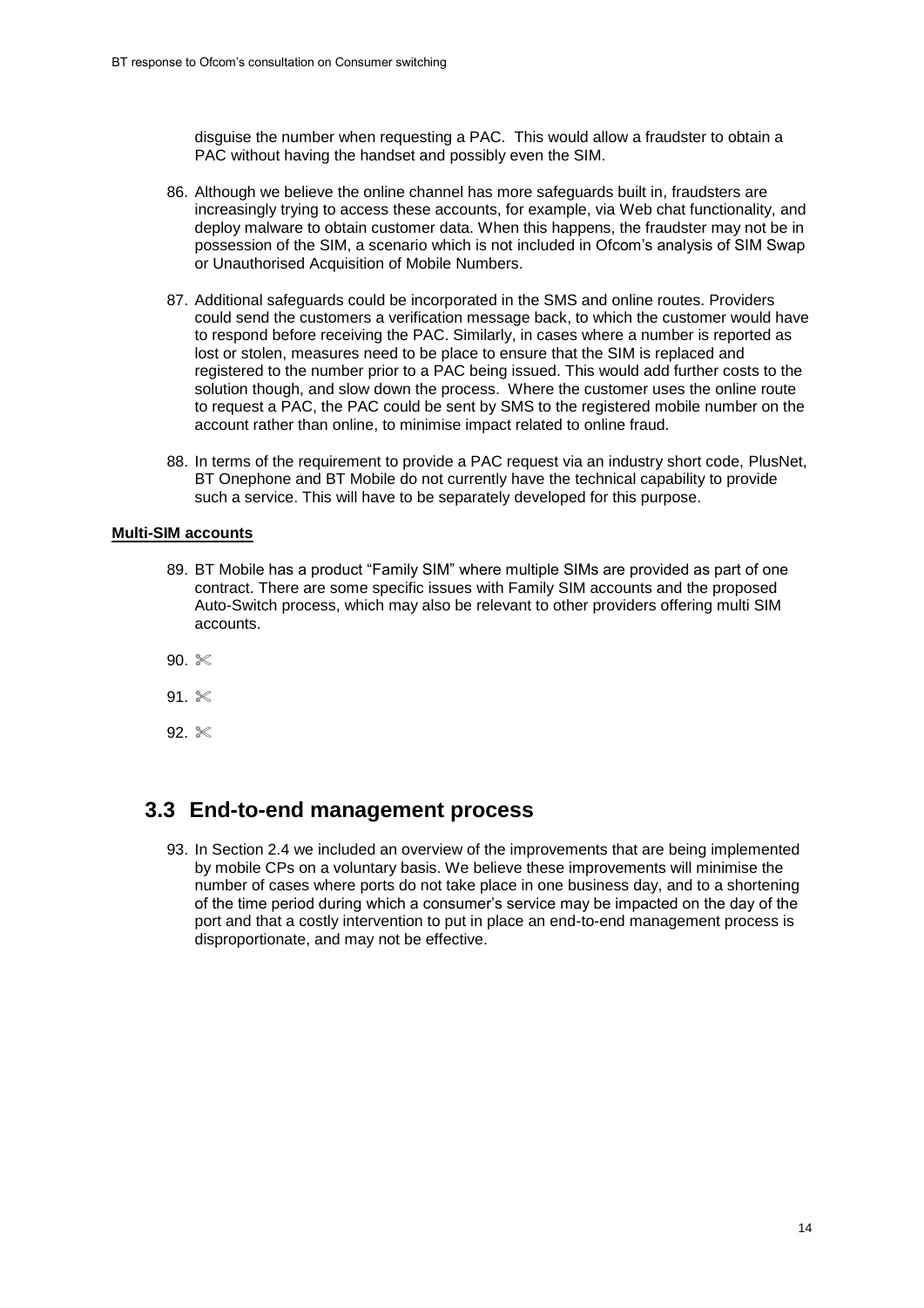disguise the number when requesting a PAC. This would allow a fraudster to obtain a PAC without having the handset and possibly even the SIM.

86. Although we believe the online channel has more safeguards built in, fraudsters are increasingly trying to access these accounts, for example, via Web chat functionality, and deploy malware to obtain customer data. When this happens, the fraudster may not be in possession of the SIM, a scenario which is not included in Ofcom's analysis of SIM Swap or Unauthorised Acquisition of Mobile Numbers.

87. Additional safeguards could be incorporated in the SMS and online routes. Providers could send the customers a verification message back, to which the customer would have to respond before receiving the PAC. Similarly, in cases where a number is reported as lost or stolen, measures need to be place to ensure that the SIM is replaced and registered to the number prior to a PAC being issued. This would add further costs to the solution though, and slow down the process. Where the customer uses the online route to request a PAC, the PAC could be sent by SMS to the registered mobile number on the account rather than online, to minimise impact related to online fraud.

88. In terms of the requirement to provide a PAC request via an industry short code, PlusNet, BT Onephone and BT Mobile do not currently have the technical capability to provide such a service. This will have to be separately developed for this purpose.

**Multi-SIM accounts**

89. BT Mobile has a product "Family SIM" where multiple SIMs are provided as part of one contract. There are some specific issues with Family SIM accounts and the proposed Auto-Switch process, which may also be relevant to other providers offering multi SIM accounts.

90. ✂

91. ✂

92. ✂

## 3.3 End-to-end management process

93. In Section 2.4 we included an overview of the improvements that are being implemented by mobile CPs on a voluntary basis. We believe these improvements will minimise the number of cases where ports do not take place in one business day, and to a shortening of the time period during which a consumer's service may be impacted on the day of the port and that a costly intervention to put in place an end-to-end management process is disproportionate, and may not be effective.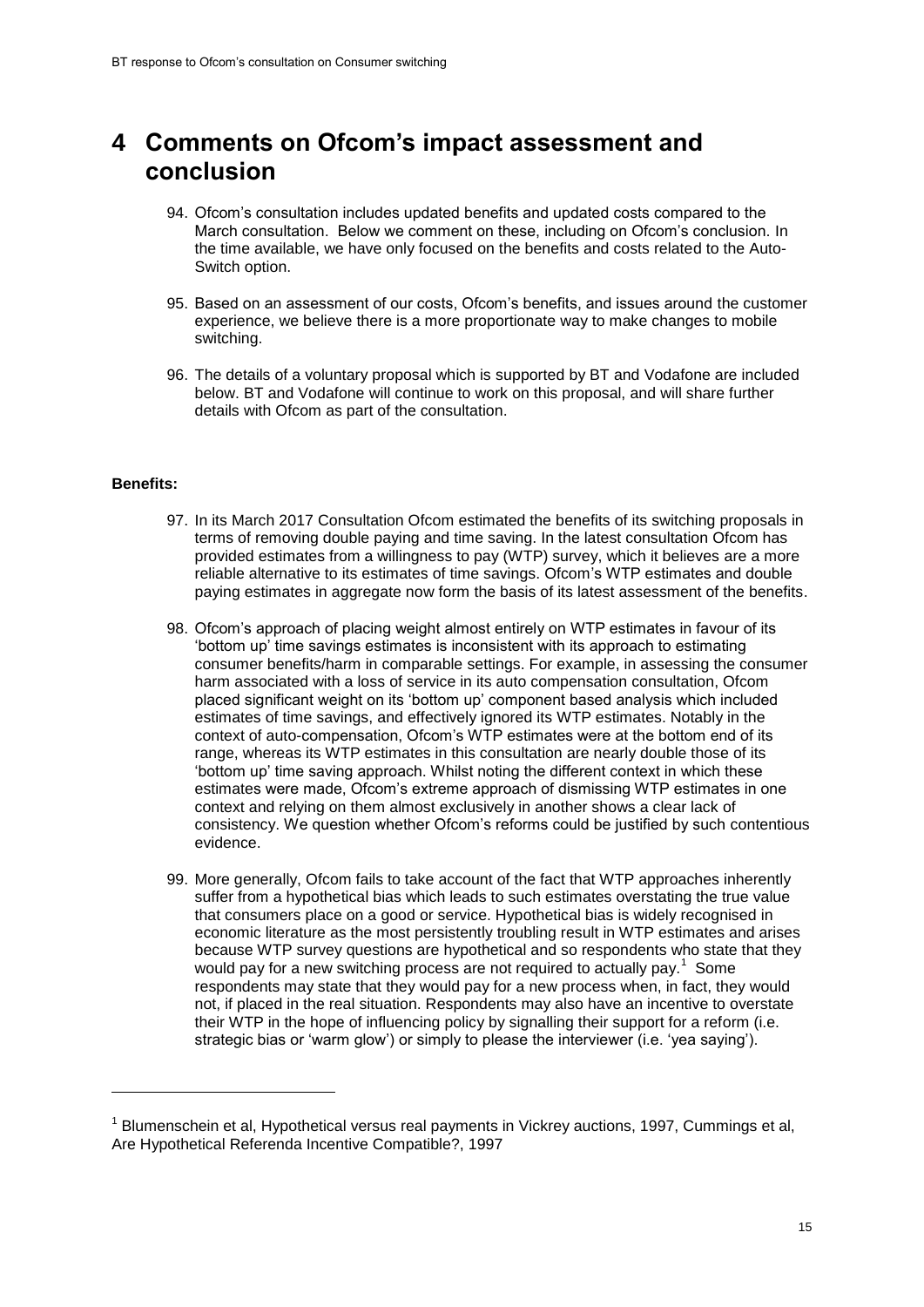# 4 Comments on Ofcom's impact assessment and conclusion

94. Ofcom's consultation includes updated benefits and updated costs compared to the March consultation. Below we comment on these, including on Ofcom's conclusion. In the time available, we have only focused on the benefits and costs related to the Auto-Switch option.

95. Based on an assessment of our costs, Ofcom's benefits, and issues around the customer experience, we believe there is a more proportionate way to make changes to mobile switching.

96. The details of a voluntary proposal which is supported by BT and Vodafone are included below. BT and Vodafone will continue to work on this proposal, and will share further details with Ofcom as part of the consultation.

**Benefits:**

97. In its March 2017 Consultation Ofcom estimated the benefits of its switching proposals in terms of removing double paying and time saving. In the latest consultation Ofcom has provided estimates from a willingness to pay (WTP) survey, which it believes are a more reliable alternative to its estimates of time savings. Ofcom's WTP estimates and double paying estimates in aggregate now form the basis of its latest assessment of the benefits.

98. Ofcom's approach of placing weight almost entirely on WTP estimates in favour of its 'bottom up' time savings estimates is inconsistent with its approach to estimating consumer benefits/harm in comparable settings. For example, in assessing the consumer harm associated with a loss of service in its auto compensation consultation, Ofcom placed significant weight on its 'bottom up' component based analysis which included estimates of time savings, and effectively ignored its WTP estimates. Notably in the context of auto-compensation, Ofcom's WTP estimates were at the bottom end of its range, whereas its WTP estimates in this consultation are nearly double those of its 'bottom up' time saving approach. Whilst noting the different context in which these estimates were made, Ofcom's extreme approach of dismissing WTP estimates in one context and relying on them almost exclusively in another shows a clear lack of consistency. We question whether Ofcom's reforms could be justified by such contentious evidence.

99. More generally, Ofcom fails to take account of the fact that WTP approaches inherently suffer from a hypothetical bias which leads to such estimates overstating the true value that consumers place on a good or service. Hypothetical bias is widely recognised in economic literature as the most persistently troubling result in WTP estimates and arises because WTP survey questions are hypothetical and so respondents who state that they would pay for a new switching process are not required to actually pay.[1] Some respondents may state that they would pay for a new process when, in fact, they would not, if placed in the real situation. Respondents may also have an incentive to overstate their WTP in the hope of influencing policy by signalling their support for a reform (i.e. strategic bias or 'warm glow') or simply to please the interviewer (i.e. 'yea saying').

---

[1] Blumenschein et al, Hypothetical versus real payments in Vickrey auctions, 1997, Cummings et al, Are Hypothetical Referenda Incentive Compatible?, 1997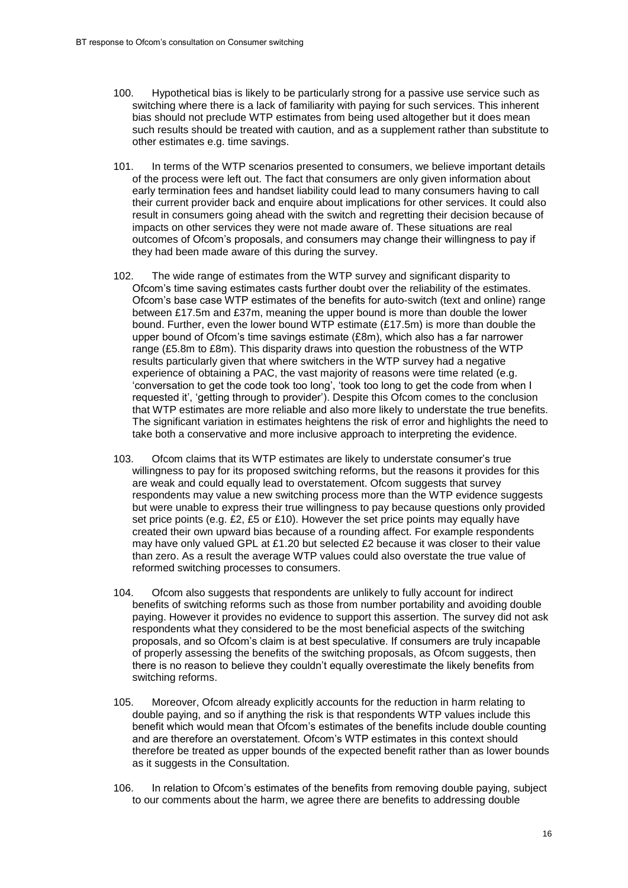100. Hypothetical bias is likely to be particularly strong for a passive use service such as switching where there is a lack of familiarity with paying for such services. This inherent bias should not preclude WTP estimates from being used altogether but it does mean such results should be treated with caution, and as a supplement rather than substitute to other estimates e.g. time savings.

101. In terms of the WTP scenarios presented to consumers, we believe important details of the process were left out. The fact that consumers are only given information about early termination fees and handset liability could lead to many consumers having to call their current provider back and enquire about implications for other services. It could also result in consumers going ahead with the switch and regretting their decision because of impacts on other services they were not made aware of. These situations are real outcomes of Ofcom's proposals, and consumers may change their willingness to pay if they had been made aware of this during the survey.

102. The wide range of estimates from the WTP survey and significant disparity to Ofcom's time saving estimates casts further doubt over the reliability of the estimates. Ofcom's base case WTP estimates of the benefits for auto-switch (text and online) range between £17.5m and £37m, meaning the upper bound is more than double the lower bound. Further, even the lower bound WTP estimate (£17.5m) is more than double the upper bound of Ofcom's time savings estimate (£8m), which also has a far narrower range (£5.8m to £8m). This disparity draws into question the robustness of the WTP results particularly given that where switchers in the WTP survey had a negative experience of obtaining a PAC, the vast majority of reasons were time related (e.g. 'conversation to get the code took too long', 'took too long to get the code from when I requested it', 'getting through to provider'). Despite this Ofcom comes to the conclusion that WTP estimates are more reliable and also more likely to understate the true benefits. The significant variation in estimates heightens the risk of error and highlights the need to take both a conservative and more inclusive approach to interpreting the evidence.

103. Ofcom claims that its WTP estimates are likely to understate consumer's true willingness to pay for its proposed switching reforms, but the reasons it provides for this are weak and could equally lead to overstatement. Ofcom suggests that survey respondents may value a new switching process more than the WTP evidence suggests but were unable to express their true willingness to pay because questions only provided set price points (e.g. £2, £5 or £10). However the set price points may equally have created their own upward bias because of a rounding affect. For example respondents may have only valued GPL at £1.20 but selected £2 because it was closer to their value than zero. As a result the average WTP values could also overstate the true value of reformed switching processes to consumers.

104. Ofcom also suggests that respondents are unlikely to fully account for indirect benefits of switching reforms such as those from number portability and avoiding double paying. However it provides no evidence to support this assertion. The survey did not ask respondents what they considered to be the most beneficial aspects of the switching proposals, and so Ofcom's claim is at best speculative. If consumers are truly incapable of properly assessing the benefits of the switching proposals, as Ofcom suggests, then there is no reason to believe they couldn't equally overestimate the likely benefits from switching reforms.

105. Moreover, Ofcom already explicitly accounts for the reduction in harm relating to double paying, and so if anything the risk is that respondents WTP values include this benefit which would mean that Ofcom's estimates of the benefits include double counting and are therefore an overstatement. Ofcom's WTP estimates in this context should therefore be treated as upper bounds of the expected benefit rather than as lower bounds as it suggests in the Consultation.

106. In relation to Ofcom's estimates of the benefits from removing double paying, subject to our comments about the harm, we agree there are benefits to addressing double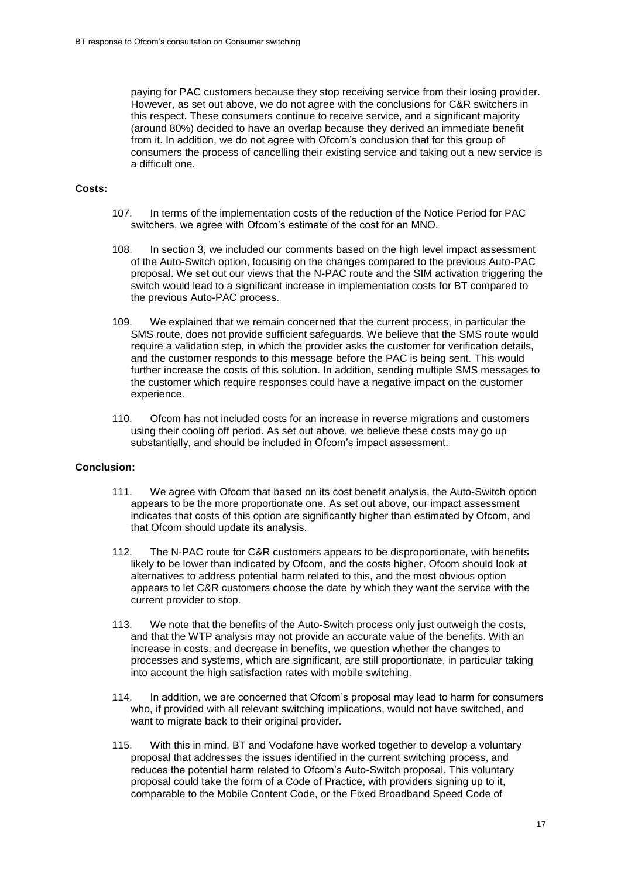paying for PAC customers because they stop receiving service from their losing provider. However, as set out above, we do not agree with the conclusions for C&R switchers in this respect. These consumers continue to receive service, and a significant majority (around 80%) decided to have an overlap because they derived an immediate benefit from it. In addition, we do not agree with Ofcom's conclusion that for this group of consumers the process of cancelling their existing service and taking out a new service is a difficult one.

**Costs:**

107. In terms of the implementation costs of the reduction of the Notice Period for PAC switchers, we agree with Ofcom's estimate of the cost for an MNO.

108. In section 3, we included our comments based on the high level impact assessment of the Auto-Switch option, focusing on the changes compared to the previous Auto-PAC proposal. We set out our views that the N-PAC route and the SIM activation triggering the switch would lead to a significant increase in implementation costs for BT compared to the previous Auto-PAC process.

109. We explained that we remain concerned that the current process, in particular the SMS route, does not provide sufficient safeguards. We believe that the SMS route would require a validation step, in which the provider asks the customer for verification details, and the customer responds to this message before the PAC is being sent. This would further increase the costs of this solution. In addition, sending multiple SMS messages to the customer which require responses could have a negative impact on the customer experience.

110. Ofcom has not included costs for an increase in reverse migrations and customers using their cooling off period. As set out above, we believe these costs may go up substantially, and should be included in Ofcom's impact assessment.

**Conclusion:**

111. We agree with Ofcom that based on its cost benefit analysis, the Auto-Switch option appears to be the more proportionate one. As set out above, our impact assessment indicates that costs of this option are significantly higher than estimated by Ofcom, and that Ofcom should update its analysis.

112. The N-PAC route for C&R customers appears to be disproportionate, with benefits likely to be lower than indicated by Ofcom, and the costs higher. Ofcom should look at alternatives to address potential harm related to this, and the most obvious option appears to let C&R customers choose the date by which they want the service with the current provider to stop.

113. We note that the benefits of the Auto-Switch process only just outweigh the costs, and that the WTP analysis may not provide an accurate value of the benefits. With an increase in costs, and decrease in benefits, we question whether the changes to processes and systems, which are significant, are still proportionate, in particular taking into account the high satisfaction rates with mobile switching.

114. In addition, we are concerned that Ofcom's proposal may lead to harm for consumers who, if provided with all relevant switching implications, would not have switched, and want to migrate back to their original provider.

115. With this in mind, BT and Vodafone have worked together to develop a voluntary proposal that addresses the issues identified in the current switching process, and reduces the potential harm related to Ofcom's Auto-Switch proposal. This voluntary proposal could take the form of a Code of Practice, with providers signing up to it, comparable to the Mobile Content Code, or the Fixed Broadband Speed Code of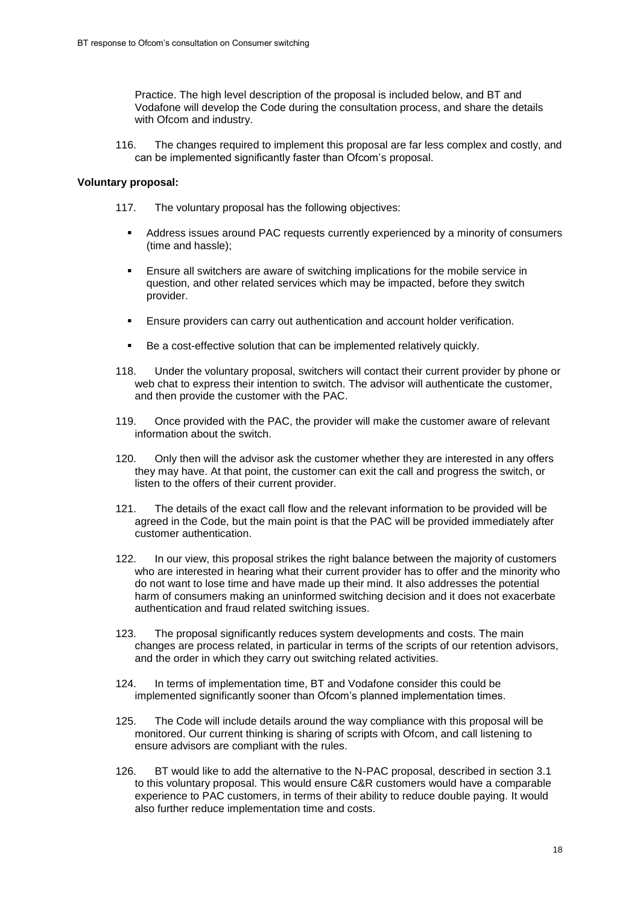Practice. The high level description of the proposal is included below, and BT and Vodafone will develop the Code during the consultation process, and share the details with Ofcom and industry.

116. The changes required to implement this proposal are far less complex and costly, and can be implemented significantly faster than Ofcom's proposal.

**Voluntary proposal:**

117. The voluntary proposal has the following objectives:

- Address issues around PAC requests currently experienced by a minority of consumers (time and hassle);
- Ensure all switchers are aware of switching implications for the mobile service in question, and other related services which may be impacted, before they switch provider.
- Ensure providers can carry out authentication and account holder verification.
- Be a cost-effective solution that can be implemented relatively quickly.

118. Under the voluntary proposal, switchers will contact their current provider by phone or web chat to express their intention to switch. The advisor will authenticate the customer, and then provide the customer with the PAC.

119. Once provided with the PAC, the provider will make the customer aware of relevant information about the switch.

120. Only then will the advisor ask the customer whether they are interested in any offers they may have. At that point, the customer can exit the call and progress the switch, or listen to the offers of their current provider.

121. The details of the exact call flow and the relevant information to be provided will be agreed in the Code, but the main point is that the PAC will be provided immediately after customer authentication.

122. In our view, this proposal strikes the right balance between the majority of customers who are interested in hearing what their current provider has to offer and the minority who do not want to lose time and have made up their mind. It also addresses the potential harm of consumers making an uninformed switching decision and it does not exacerbate authentication and fraud related switching issues.

123. The proposal significantly reduces system developments and costs. The main changes are process related, in particular in terms of the scripts of our retention advisors, and the order in which they carry out switching related activities.

124. In terms of implementation time, BT and Vodafone consider this could be implemented significantly sooner than Ofcom's planned implementation times.

125. The Code will include details around the way compliance with this proposal will be monitored. Our current thinking is sharing of scripts with Ofcom, and call listening to ensure advisors are compliant with the rules.

126. BT would like to add the alternative to the N-PAC proposal, described in section 3.1 to this voluntary proposal. This would ensure C&R customers would have a comparable experience to PAC customers, in terms of their ability to reduce double paying. It would also further reduce implementation time and costs.